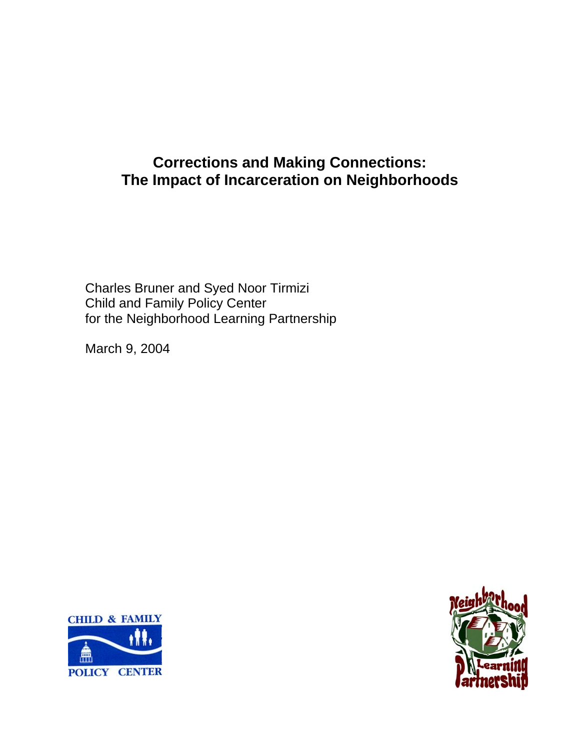# Corrections and Making Connections: The Impact of Incarceration on Neighborhoods

Charles Bruner and Syed Noor Tirmizi
Child and Family Policy Center
for the Neighborhood Learning Partnership

March 9, 2004

CHILD & FAMILY POLICY CENTER

Neighborhood Learning Partnership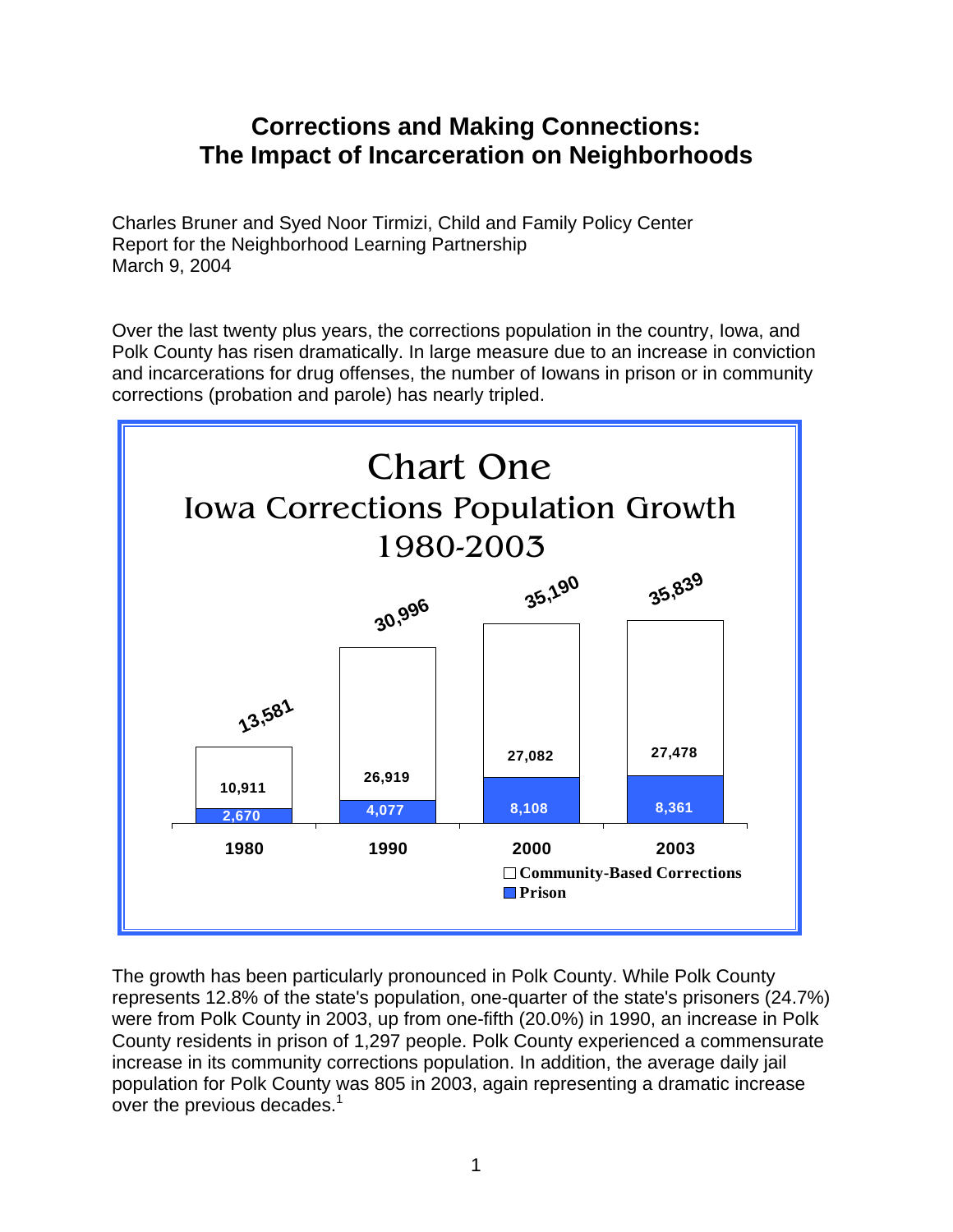# Corrections and Making Connections: The Impact of Incarceration on Neighborhoods

Charles Bruner and Syed Noor Tirmizi, Child and Family Policy Center
Report for the Neighborhood Learning Partnership
March 9, 2004

Over the last twenty plus years, the corrections population in the country, Iowa, and Polk County has risen dramatically. In large measure due to an increase in conviction and incarcerations for drug offenses, the number of Iowans in prison or in community corrections (probation and parole) has nearly tripled.

**Chart One**
**Iowa Corrections Population Growth 1980-2003**

| Year | Community-Based Corrections | Prison | Total |
|---|---|---|---|
| 1980 | 10,911 | 2,670 | 13,581 |
| 1990 | 26,919 | 4,077 | 30,996 |
| 2000 | 27,082 | 8,108 | 35,190 |
| 2003 | 27,478 | 8,361 | 35,839 |

The growth has been particularly pronounced in Polk County. While Polk County represents 12.8% of the state's population, one-quarter of the state's prisoners (24.7%) were from Polk County in 2003, up from one-fifth (20.0%) in 1990, an increase in Polk County residents in prison of 1,297 people. Polk County experienced a commensurate increase in its community corrections population. In addition, the average daily jail population for Polk County was 805 in 2003, again representing a dramatic increase over the previous decades.[1]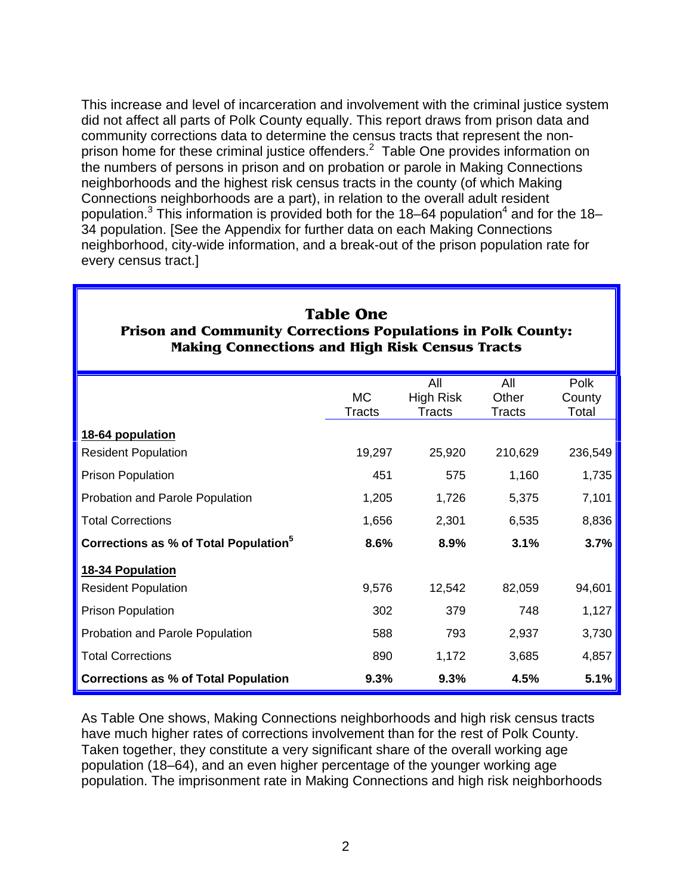This increase and level of incarceration and involvement with the criminal justice system did not affect all parts of Polk County equally. This report draws from prison data and community corrections data to determine the census tracts that represent the non-prison home for these criminal justice offenders.[2] Table One provides information on the numbers of persons in prison and on probation or parole in Making Connections neighborhoods and the highest risk census tracts in the county (of which Making Connections neighborhoods are a part), in relation to the overall adult resident population.[3] This information is provided both for the 18–64 population[4] and for the 18–34 population. [See the Appendix for further data on each Making Connections neighborhood, city-wide information, and a break-out of the prison population rate for every census tract.]

**Table One**
**Prison and Community Corrections Populations in Polk County: Making Connections and High Risk Census Tracts**

| | MC Tracts | All High Risk Tracts | All Other Tracts | Polk County Total |
|---|---|---|---|---|
| **18-64 population** | | | | |
| Resident Population | 19,297 | 25,920 | 210,629 | 236,549 |
| Prison Population | 451 | 575 | 1,160 | 1,735 |
| Probation and Parole Population | 1,205 | 1,726 | 5,375 | 7,101 |
| Total Corrections | 1,656 | 2,301 | 6,535 | 8,836 |
| **Corrections as % of Total Population[5]** | **8.6%** | **8.9%** | **3.1%** | **3.7%** |
| **18-34 Population** | | | | |
| Resident Population | 9,576 | 12,542 | 82,059 | 94,601 |
| Prison Population | 302 | 379 | 748 | 1,127 |
| Probation and Parole Population | 588 | 793 | 2,937 | 3,730 |
| Total Corrections | 890 | 1,172 | 3,685 | 4,857 |
| **Corrections as % of Total Population** | **9.3%** | **9.3%** | **4.5%** | **5.1%** |

As Table One shows, Making Connections neighborhoods and high risk census tracts have much higher rates of corrections involvement than for the rest of Polk County. Taken together, they constitute a very significant share of the overall working age population (18–64), and an even higher percentage of the younger working age population. The imprisonment rate in Making Connections and high risk neighborhoods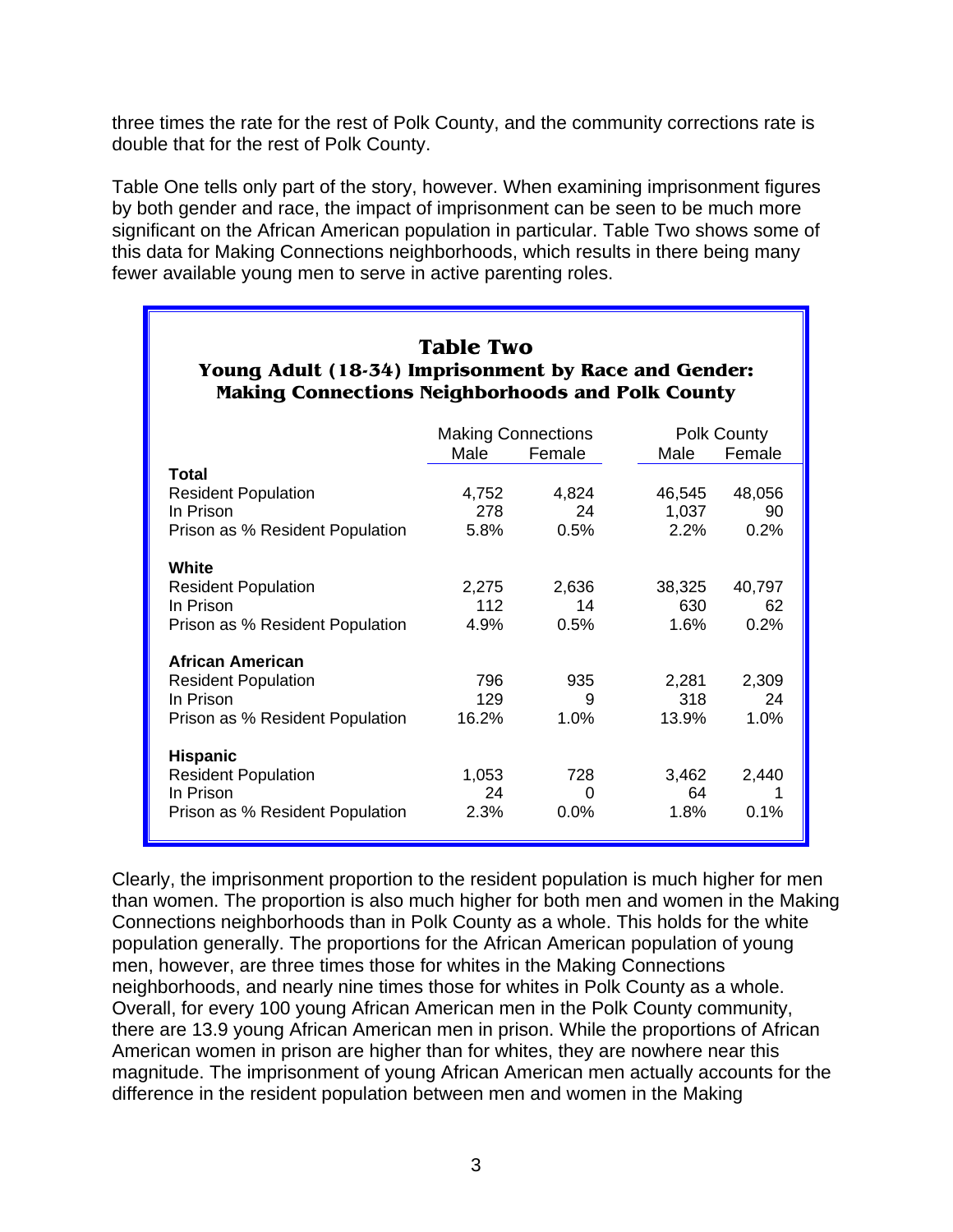three times the rate for the rest of Polk County, and the community corrections rate is double that for the rest of Polk County.

Table One tells only part of the story, however. When examining imprisonment figures by both gender and race, the impact of imprisonment can be seen to be much more significant on the African American population in particular. Table Two shows some of this data for Making Connections neighborhoods, which results in there being many fewer available young men to serve in active parenting roles.

**Table Two**
**Young Adult (18-34) Imprisonment by Race and Gender: Making Connections Neighborhoods and Polk County**

| | Making Connections | | Polk County | |
|---|---|---|---|---|
| | Male | Female | Male | Female |
| **Total** | | | | |
| Resident Population | 4,752 | 4,824 | 46,545 | 48,056 |
| In Prison | 278 | 24 | 1,037 | 90 |
| Prison as % Resident Population | 5.8% | 0.5% | 2.2% | 0.2% |
| **White** | | | | |
| Resident Population | 2,275 | 2,636 | 38,325 | 40,797 |
| In Prison | 112 | 14 | 630 | 62 |
| Prison as % Resident Population | 4.9% | 0.5% | 1.6% | 0.2% |
| **African American** | | | | |
| Resident Population | 796 | 935 | 2,281 | 2,309 |
| In Prison | 129 | 9 | 318 | 24 |
| Prison as % Resident Population | 16.2% | 1.0% | 13.9% | 1.0% |
| **Hispanic** | | | | |
| Resident Population | 1,053 | 728 | 3,462 | 2,440 |
| In Prison | 24 | 0 | 64 | 1 |
| Prison as % Resident Population | 2.3% | 0.0% | 1.8% | 0.1% |

Clearly, the imprisonment proportion to the resident population is much higher for men than women. The proportion is also much higher for both men and women in the Making Connections neighborhoods than in Polk County as a whole. This holds for the white population generally. The proportions for the African American population of young men, however, are three times those for whites in the Making Connections neighborhoods, and nearly nine times those for whites in Polk County as a whole. Overall, for every 100 young African American men in the Polk County community, there are 13.9 young African American men in prison. While the proportions of African American women in prison are higher than for whites, they are nowhere near this magnitude. The imprisonment of young African American men actually accounts for the difference in the resident population between men and women in the Making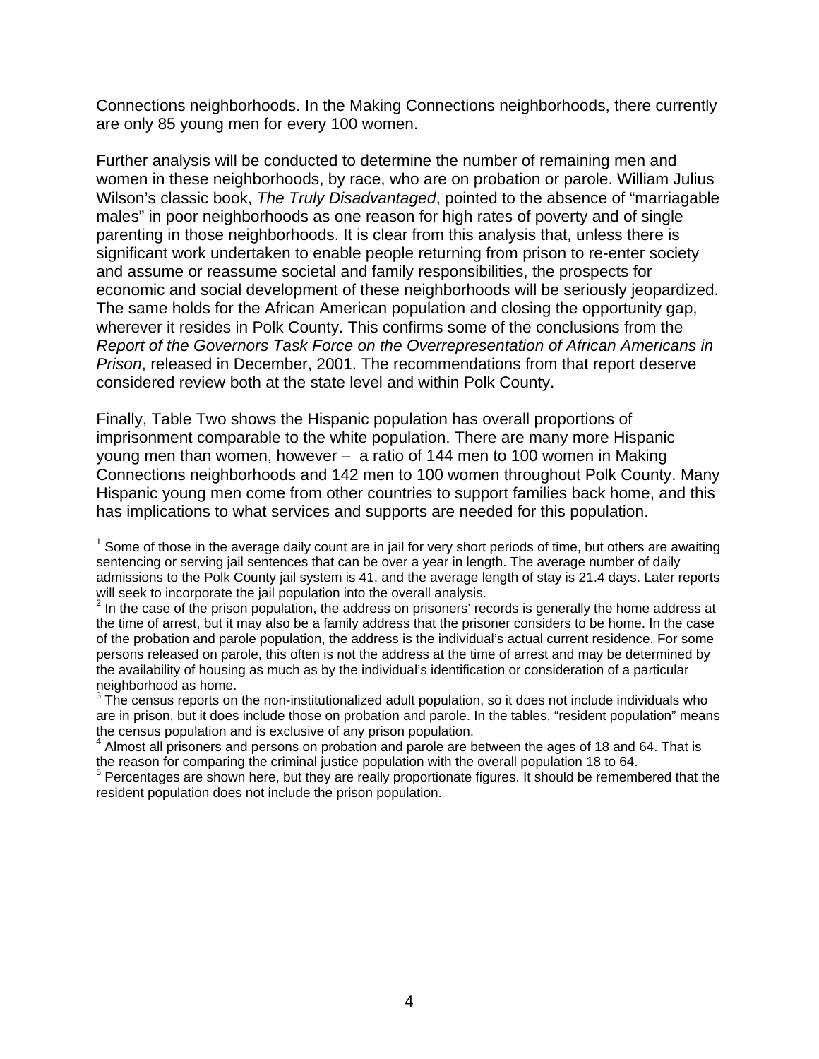Connections neighborhoods. In the Making Connections neighborhoods, there currently are only 85 young men for every 100 women.

Further analysis will be conducted to determine the number of remaining men and women in these neighborhoods, by race, who are on probation or parole. William Julius Wilson's classic book, *The Truly Disadvantaged*, pointed to the absence of "marriagable males" in poor neighborhoods as one reason for high rates of poverty and of single parenting in those neighborhoods. It is clear from this analysis that, unless there is significant work undertaken to enable people returning from prison to re-enter society and assume or reassume societal and family responsibilities, the prospects for economic and social development of these neighborhoods will be seriously jeopardized. The same holds for the African American population and closing the opportunity gap, wherever it resides in Polk County. This confirms some of the conclusions from the *Report of the Governors Task Force on the Overrepresentation of African Americans in Prison*, released in December, 2001. The recommendations from that report deserve considered review both at the state level and within Polk County.

Finally, Table Two shows the Hispanic population has overall proportions of imprisonment comparable to the white population. There are many more Hispanic young men than women, however – a ratio of 144 men to 100 women in Making Connections neighborhoods and 142 men to 100 women throughout Polk County. Many Hispanic young men come from other countries to support families back home, and this has implications to what services and supports are needed for this population.

---

[1] Some of those in the average daily count are in jail for very short periods of time, but others are awaiting sentencing or serving jail sentences that can be over a year in length. The average number of daily admissions to the Polk County jail system is 41, and the average length of stay is 21.4 days. Later reports will seek to incorporate the jail population into the overall analysis.

[2] In the case of the prison population, the address on prisoners' records is generally the home address at the time of arrest, but it may also be a family address that the prisoner considers to be home. In the case of the probation and parole population, the address is the individual's actual current residence. For some persons released on parole, this often is not the address at the time of arrest and may be determined by the availability of housing as much as by the individual's identification or consideration of a particular neighborhood as home.

[3] The census reports on the non-institutionalized adult population, so it does not include individuals who are in prison, but it does include those on probation and parole. In the tables, "resident population" means the census population and is exclusive of any prison population.

[4] Almost all prisoners and persons on probation and parole are between the ages of 18 and 64. That is the reason for comparing the criminal justice population with the overall population 18 to 64.

[5] Percentages are shown here, but they are really proportionate figures. It should be remembered that the resident population does not include the prison population.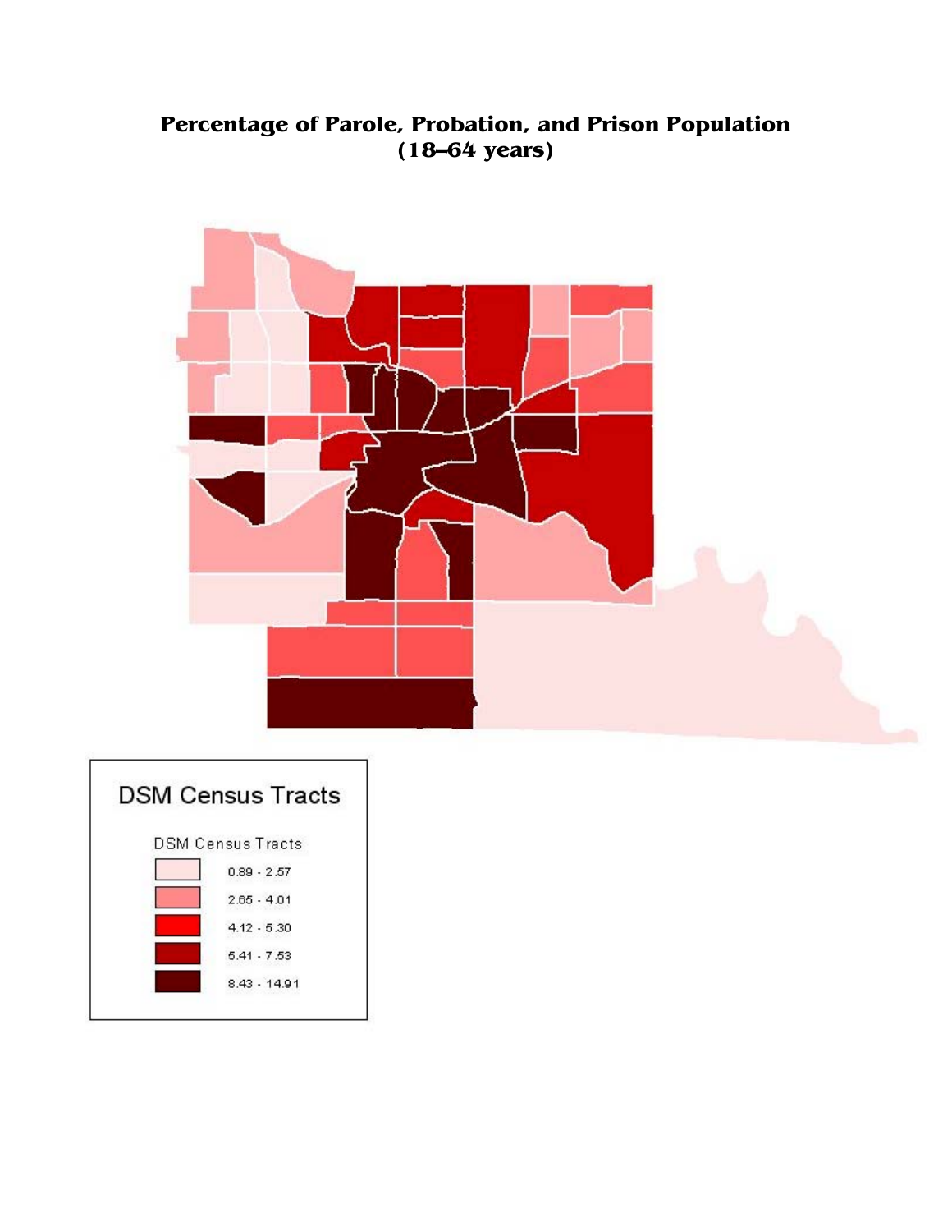**Percentage of Parole, Probation, and Prison Population (18–64 years)**

DSM Census Tracts

DSM Census Tracts

| Range |
| --- |
| 0.89 - 2.57 |
| 2.65 - 4.01 |
| 4.12 - 5.30 |
| 5.41 - 7.53 |
| 8.43 - 14.91 |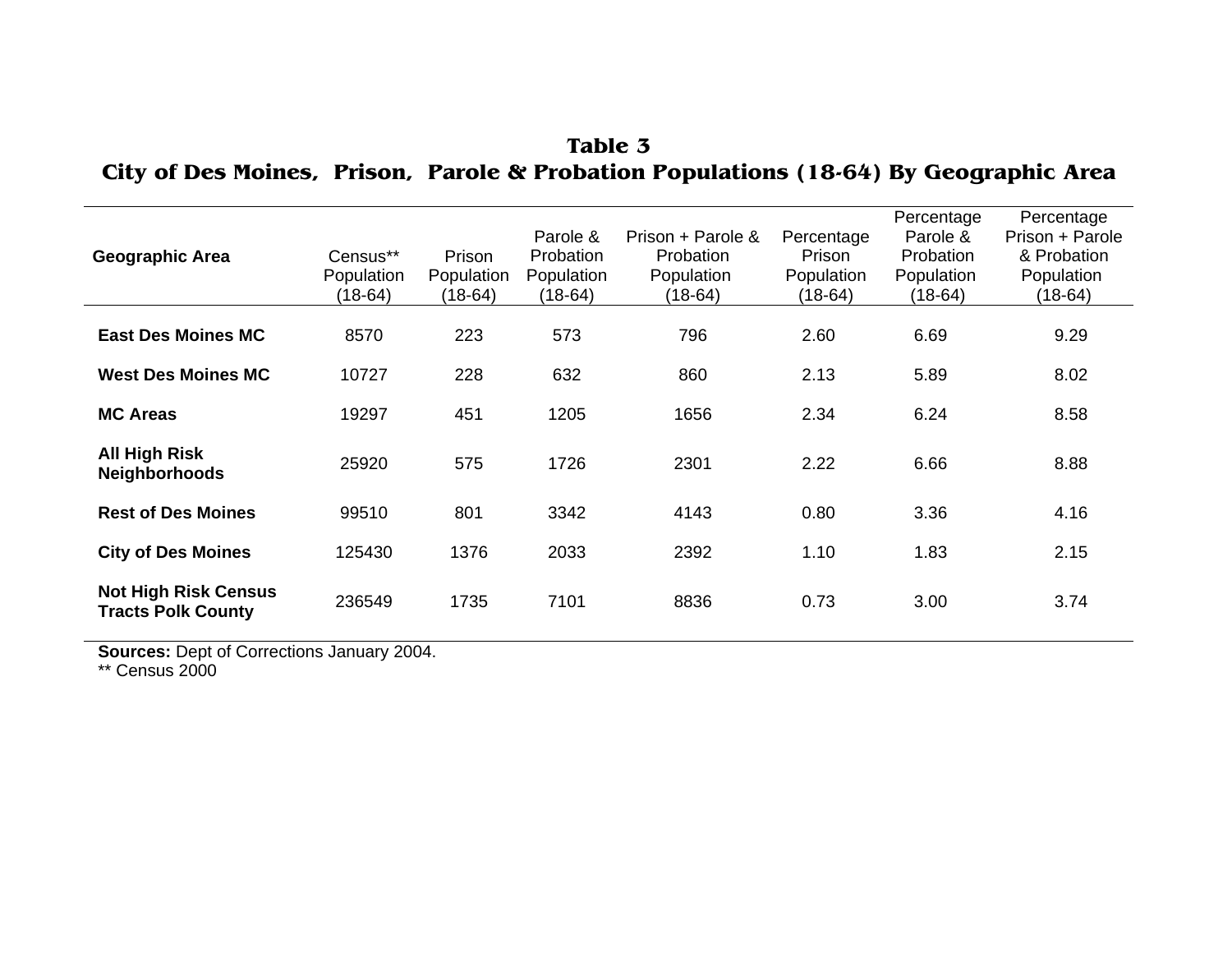**Table 3**

**City of Des Moines, Prison, Parole & Probation Populations (18-64) By Geographic Area**

| Geographic Area | Census** Population (18-64) | Prison Population (18-64) | Parole & Probation Population (18-64) | Prison + Parole & Probation Population (18-64) | Percentage Prison Population (18-64) | Percentage Parole & Probation Population (18-64) | Percentage Prison + Parole & Probation Population (18-64) |
|---|---|---|---|---|---|---|---|
| **East Des Moines MC** | 8570 | 223 | 573 | 796 | 2.60 | 6.69 | 9.29 |
| **West Des Moines MC** | 10727 | 228 | 632 | 860 | 2.13 | 5.89 | 8.02 |
| **MC Areas** | 19297 | 451 | 1205 | 1656 | 2.34 | 6.24 | 8.58 |
| **All High Risk Neighborhoods** | 25920 | 575 | 1726 | 2301 | 2.22 | 6.66 | 8.88 |
| **Rest of Des Moines** | 99510 | 801 | 3342 | 4143 | 0.80 | 3.36 | 4.16 |
| **City of Des Moines** | 125430 | 1376 | 2033 | 2392 | 1.10 | 1.83 | 2.15 |
| **Not High Risk Census Tracts Polk County** | 236549 | 1735 | 7101 | 8836 | 0.73 | 3.00 | 3.74 |

**Sources:** Dept of Corrections January 2004.
** Census 2000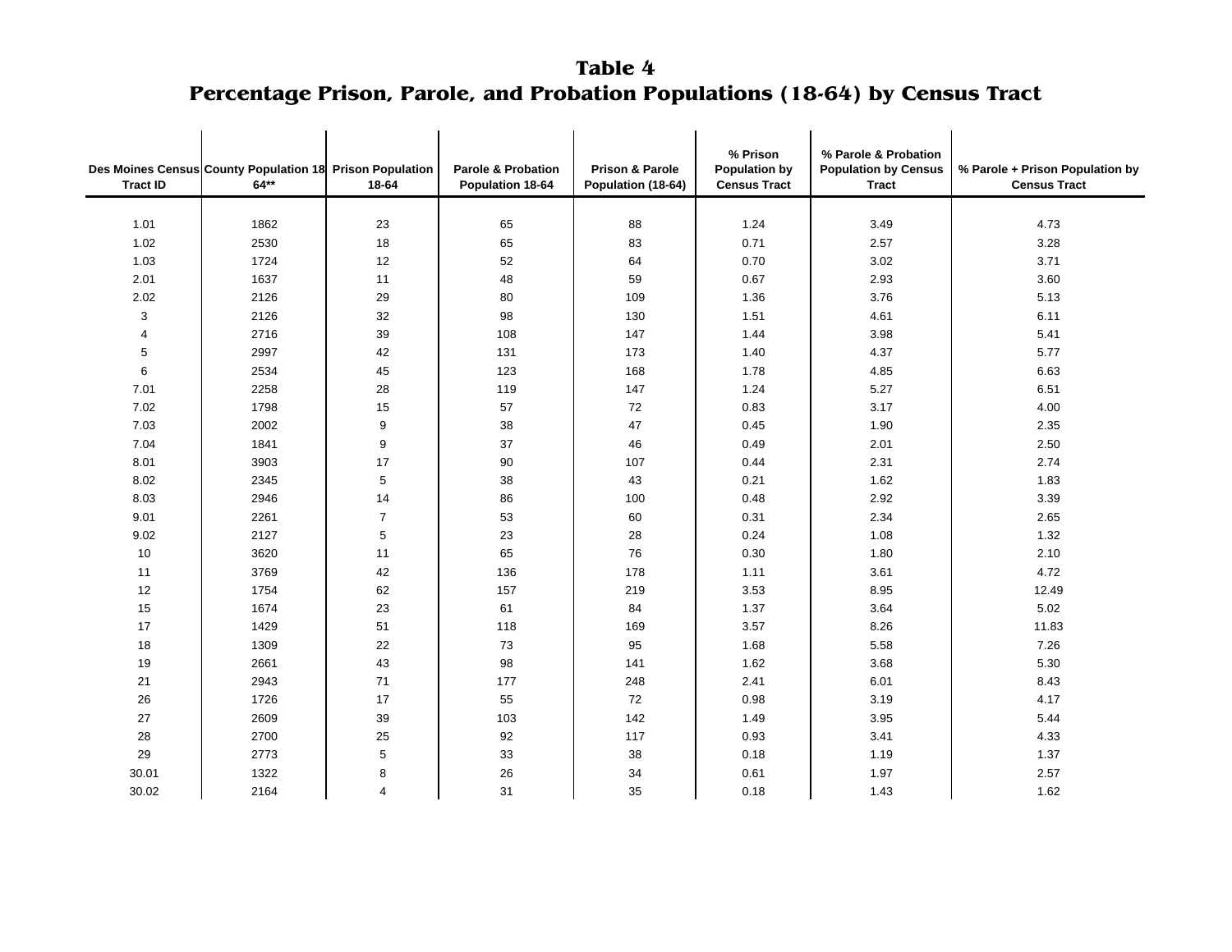# Table 4
## Percentage Prison, Parole, and Probation Populations (18-64) by Census Tract

| Des Moines Census Tract ID | County Population 18 64** | Prison Population 18-64 | Parole & Probation Population 18-64 | Prison & Parole Population (18-64) | % Prison Population by Census Tract | % Parole & Probation Population by Census Tract | % Parole + Prison Population by Census Tract |
|---|---|---|---|---|---|---|---|
| 1.01 | 1862 | 23 | 65 | 88 | 1.24 | 3.49 | 4.73 |
| 1.02 | 2530 | 18 | 65 | 83 | 0.71 | 2.57 | 3.28 |
| 1.03 | 1724 | 12 | 52 | 64 | 0.70 | 3.02 | 3.71 |
| 2.01 | 1637 | 11 | 48 | 59 | 0.67 | 2.93 | 3.60 |
| 2.02 | 2126 | 29 | 80 | 109 | 1.36 | 3.76 | 5.13 |
| 3 | 2126 | 32 | 98 | 130 | 1.51 | 4.61 | 6.11 |
| 4 | 2716 | 39 | 108 | 147 | 1.44 | 3.98 | 5.41 |
| 5 | 2997 | 42 | 131 | 173 | 1.40 | 4.37 | 5.77 |
| 6 | 2534 | 45 | 123 | 168 | 1.78 | 4.85 | 6.63 |
| 7.01 | 2258 | 28 | 119 | 147 | 1.24 | 5.27 | 6.51 |
| 7.02 | 1798 | 15 | 57 | 72 | 0.83 | 3.17 | 4.00 |
| 7.03 | 2002 | 9 | 38 | 47 | 0.45 | 1.90 | 2.35 |
| 7.04 | 1841 | 9 | 37 | 46 | 0.49 | 2.01 | 2.50 |
| 8.01 | 3903 | 17 | 90 | 107 | 0.44 | 2.31 | 2.74 |
| 8.02 | 2345 | 5 | 38 | 43 | 0.21 | 1.62 | 1.83 |
| 8.03 | 2946 | 14 | 86 | 100 | 0.48 | 2.92 | 3.39 |
| 9.01 | 2261 | 7 | 53 | 60 | 0.31 | 2.34 | 2.65 |
| 9.02 | 2127 | 5 | 23 | 28 | 0.24 | 1.08 | 1.32 |
| 10 | 3620 | 11 | 65 | 76 | 0.30 | 1.80 | 2.10 |
| 11 | 3769 | 42 | 136 | 178 | 1.11 | 3.61 | 4.72 |
| 12 | 1754 | 62 | 157 | 219 | 3.53 | 8.95 | 12.49 |
| 15 | 1674 | 23 | 61 | 84 | 1.37 | 3.64 | 5.02 |
| 17 | 1429 | 51 | 118 | 169 | 3.57 | 8.26 | 11.83 |
| 18 | 1309 | 22 | 73 | 95 | 1.68 | 5.58 | 7.26 |
| 19 | 2661 | 43 | 98 | 141 | 1.62 | 3.68 | 5.30 |
| 21 | 2943 | 71 | 177 | 248 | 2.41 | 6.01 | 8.43 |
| 26 | 1726 | 17 | 55 | 72 | 0.98 | 3.19 | 4.17 |
| 27 | 2609 | 39 | 103 | 142 | 1.49 | 3.95 | 5.44 |
| 28 | 2700 | 25 | 92 | 117 | 0.93 | 3.41 | 4.33 |
| 29 | 2773 | 5 | 33 | 38 | 0.18 | 1.19 | 1.37 |
| 30.01 | 1322 | 8 | 26 | 34 | 0.61 | 1.97 | 2.57 |
| 30.02 | 2164 | 4 | 31 | 35 | 0.18 | 1.43 | 1.62 |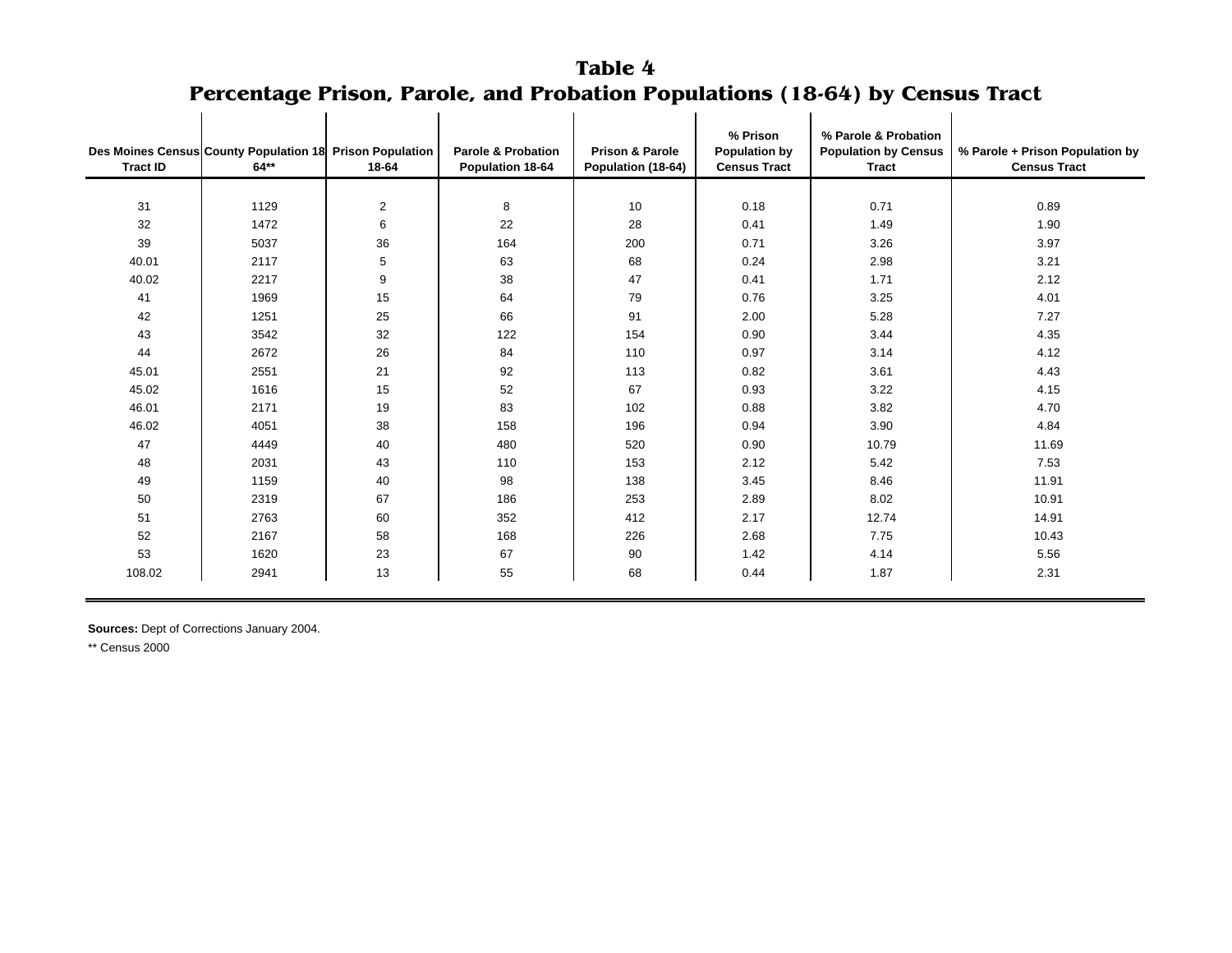# Table 4
## Percentage Prison, Parole, and Probation Populations (18-64) by Census Tract

| Des Moines Census Tract ID | County Population 18 64** | Prison Population 18-64 | Parole & Probation Population 18-64 | Prison & Parole Population (18-64) | % Prison Population by Census Tract | % Parole & Probation Population by Census Tract | % Parole + Prison Population by Census Tract |
|---|---|---|---|---|---|---|---|
| 31 | 1129 | 2 | 8 | 10 | 0.18 | 0.71 | 0.89 |
| 32 | 1472 | 6 | 22 | 28 | 0.41 | 1.49 | 1.90 |
| 39 | 5037 | 36 | 164 | 200 | 0.71 | 3.26 | 3.97 |
| 40.01 | 2117 | 5 | 63 | 68 | 0.24 | 2.98 | 3.21 |
| 40.02 | 2217 | 9 | 38 | 47 | 0.41 | 1.71 | 2.12 |
| 41 | 1969 | 15 | 64 | 79 | 0.76 | 3.25 | 4.01 |
| 42 | 1251 | 25 | 66 | 91 | 2.00 | 5.28 | 7.27 |
| 43 | 3542 | 32 | 122 | 154 | 0.90 | 3.44 | 4.35 |
| 44 | 2672 | 26 | 84 | 110 | 0.97 | 3.14 | 4.12 |
| 45.01 | 2551 | 21 | 92 | 113 | 0.82 | 3.61 | 4.43 |
| 45.02 | 1616 | 15 | 52 | 67 | 0.93 | 3.22 | 4.15 |
| 46.01 | 2171 | 19 | 83 | 102 | 0.88 | 3.82 | 4.70 |
| 46.02 | 4051 | 38 | 158 | 196 | 0.94 | 3.90 | 4.84 |
| 47 | 4449 | 40 | 480 | 520 | 0.90 | 10.79 | 11.69 |
| 48 | 2031 | 43 | 110 | 153 | 2.12 | 5.42 | 7.53 |
| 49 | 1159 | 40 | 98 | 138 | 3.45 | 8.46 | 11.91 |
| 50 | 2319 | 67 | 186 | 253 | 2.89 | 8.02 | 10.91 |
| 51 | 2763 | 60 | 352 | 412 | 2.17 | 12.74 | 14.91 |
| 52 | 2167 | 58 | 168 | 226 | 2.68 | 7.75 | 10.43 |
| 53 | 1620 | 23 | 67 | 90 | 1.42 | 4.14 | 5.56 |
| 108.02 | 2941 | 13 | 55 | 68 | 0.44 | 1.87 | 2.31 |

**Sources:** Dept of Corrections January 2004.

** Census 2000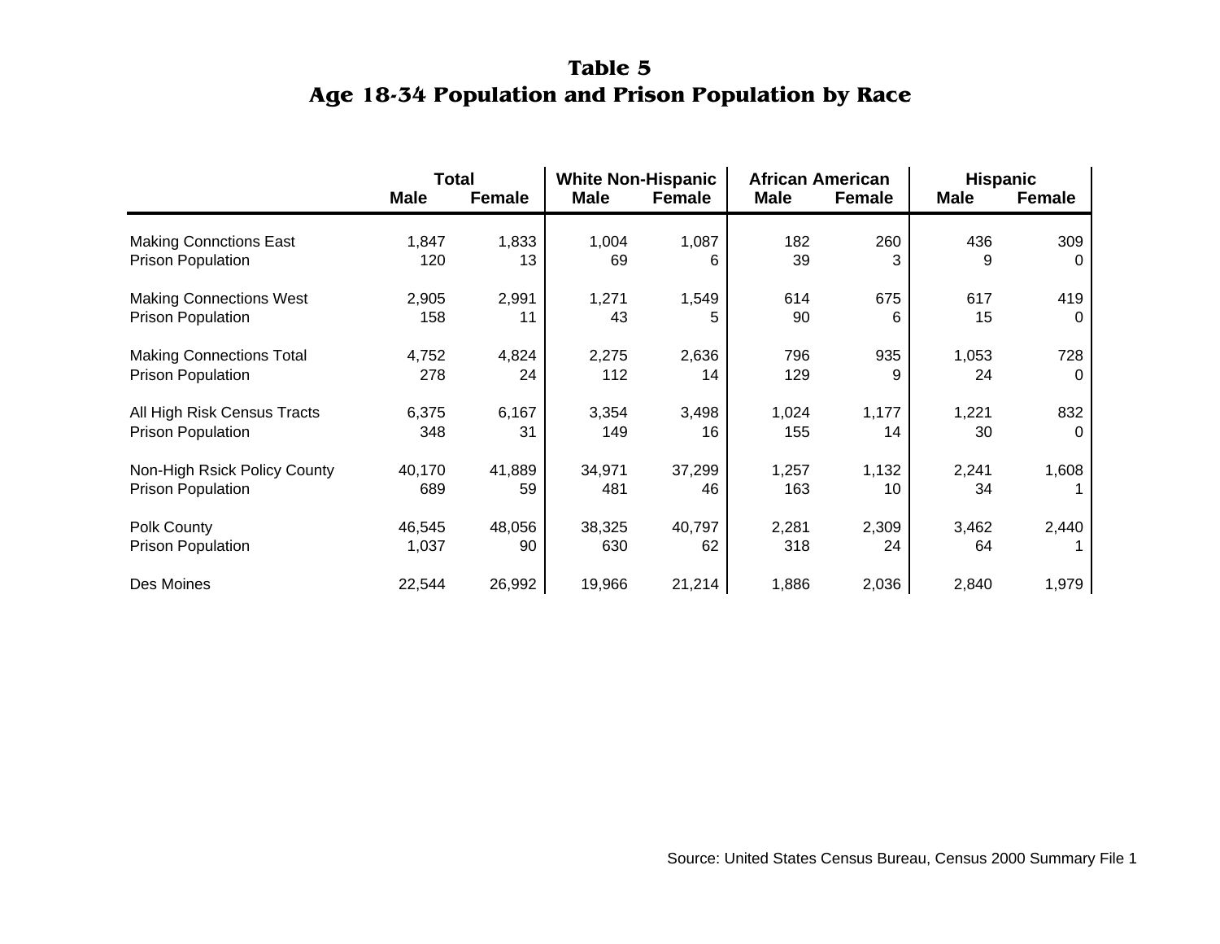# Table 5
## Age 18-34 Population and Prison Population by Race

| | Total | | White Non-Hispanic | | African American | | Hispanic | |
|---|---|---|---|---|---|---|---|---|
| | Male | Female | Male | Female | Male | Female | Male | Female |
| Making Connctions East | 1,847 | 1,833 | 1,004 | 1,087 | 182 | 260 | 436 | 309 |
| Prison Population | 120 | 13 | 69 | 6 | 39 | 3 | 9 | 0 |
| Making Connections West | 2,905 | 2,991 | 1,271 | 1,549 | 614 | 675 | 617 | 419 |
| Prison Population | 158 | 11 | 43 | 5 | 90 | 6 | 15 | 0 |
| Making Connections Total | 4,752 | 4,824 | 2,275 | 2,636 | 796 | 935 | 1,053 | 728 |
| Prison Population | 278 | 24 | 112 | 14 | 129 | 9 | 24 | 0 |
| All High Risk Census Tracts | 6,375 | 6,167 | 3,354 | 3,498 | 1,024 | 1,177 | 1,221 | 832 |
| Prison Population | 348 | 31 | 149 | 16 | 155 | 14 | 30 | 0 |
| Non-High Rsick Policy County | 40,170 | 41,889 | 34,971 | 37,299 | 1,257 | 1,132 | 2,241 | 1,608 |
| Prison Population | 689 | 59 | 481 | 46 | 163 | 10 | 34 | 1 |
| Polk County | 46,545 | 48,056 | 38,325 | 40,797 | 2,281 | 2,309 | 3,462 | 2,440 |
| Prison Population | 1,037 | 90 | 630 | 62 | 318 | 24 | 64 | 1 |
| Des Moines | 22,544 | 26,992 | 19,966 | 21,214 | 1,886 | 2,036 | 2,840 | 1,979 |

Source: United States Census Bureau, Census 2000 Summary File 1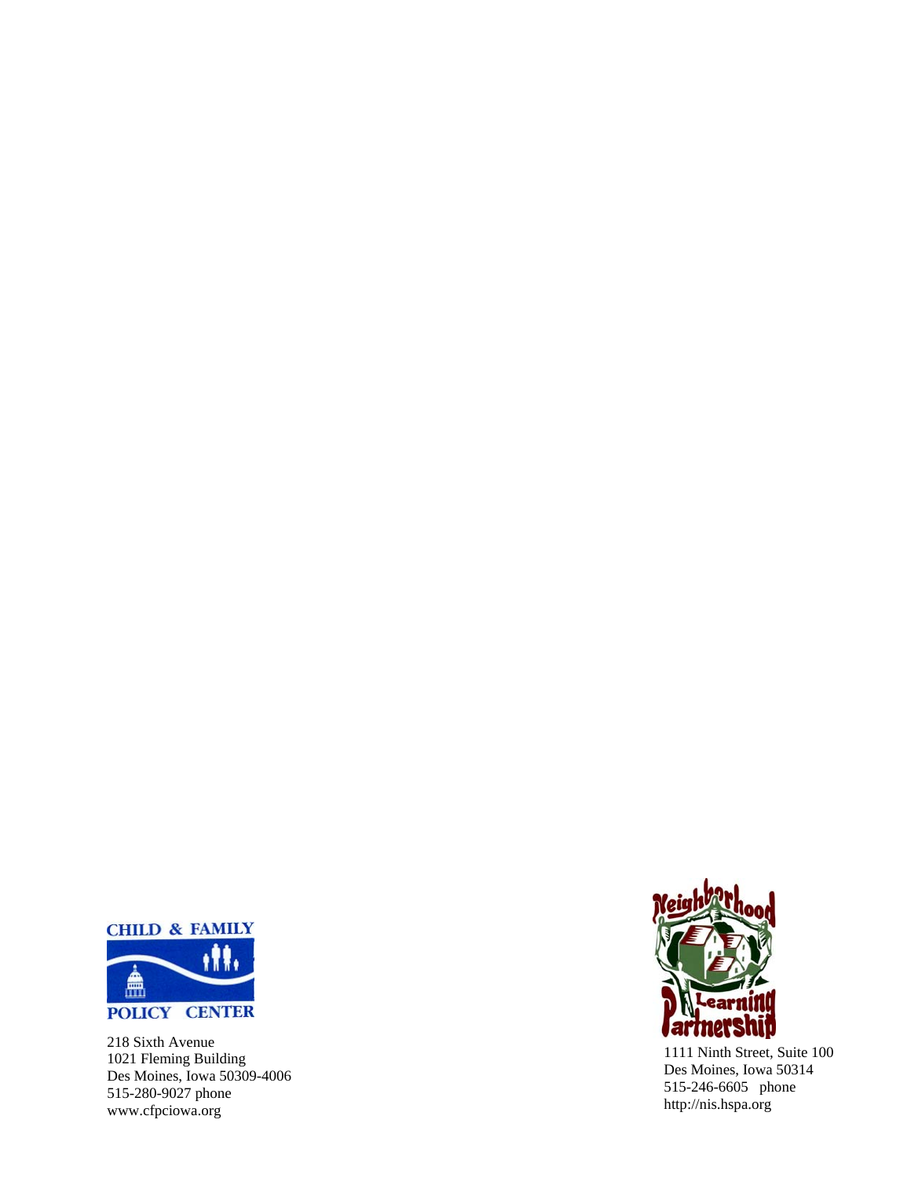CHILD & FAMILY

POLICY CENTER

218 Sixth Avenue
1021 Fleming Building
Des Moines, Iowa 50309-4006
515-280-9027 phone
www.cfpciowa.org

Neighborhood Learning Partnership

1111 Ninth Street, Suite 100
Des Moines, Iowa 50314
515-246-6605 phone
http://nis.hspa.org